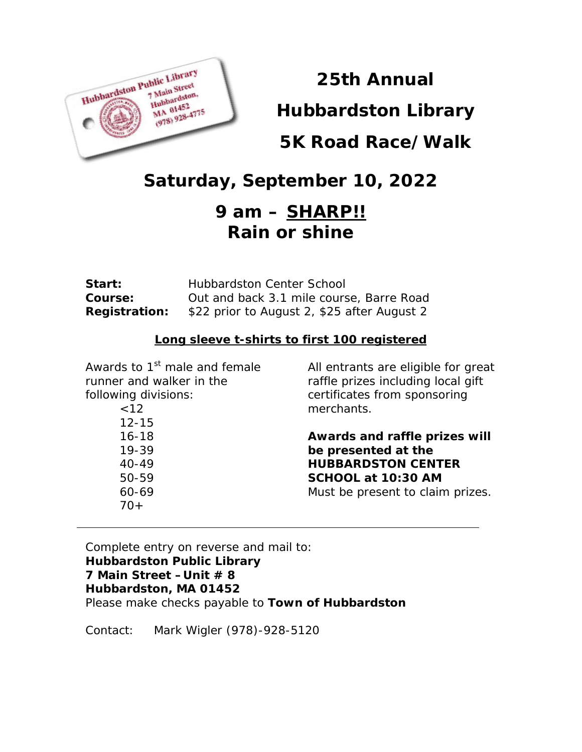# 25th Annual

# Hubbardston Library

# 5K Road Race/Walk

## Saturday, September 10, 2022

## 9 am – SHARP!!
## Rain or shine

**Start:** Hubbardston Center School
**Course:** Out and back 3.1 mile course, Barre Road
**Registration:** $22 prior to August 2, $25 after August 2

**Long sleeve t-shirts to first 100 registered**

Awards to 1st male and female runner and walker in the following divisions:

- <12
- 12-15
- 16-18
- 19-39
- 40-49
- 50-59
- 60-69
- 70+

All entrants are eligible for great raffle prizes including local gift certificates from sponsoring merchants.

**Awards and raffle prizes will be presented at the HUBBARDSTON CENTER SCHOOL at 10:30 AM**
Must be present to claim prizes.

---

Complete entry on reverse and mail to:
**Hubbardston Public Library**
**7 Main Street – Unit # 8**
**Hubbardston, MA 01452**
Please make checks payable to **Town of Hubbardston**

Contact: Mark Wigler (978)-928-5120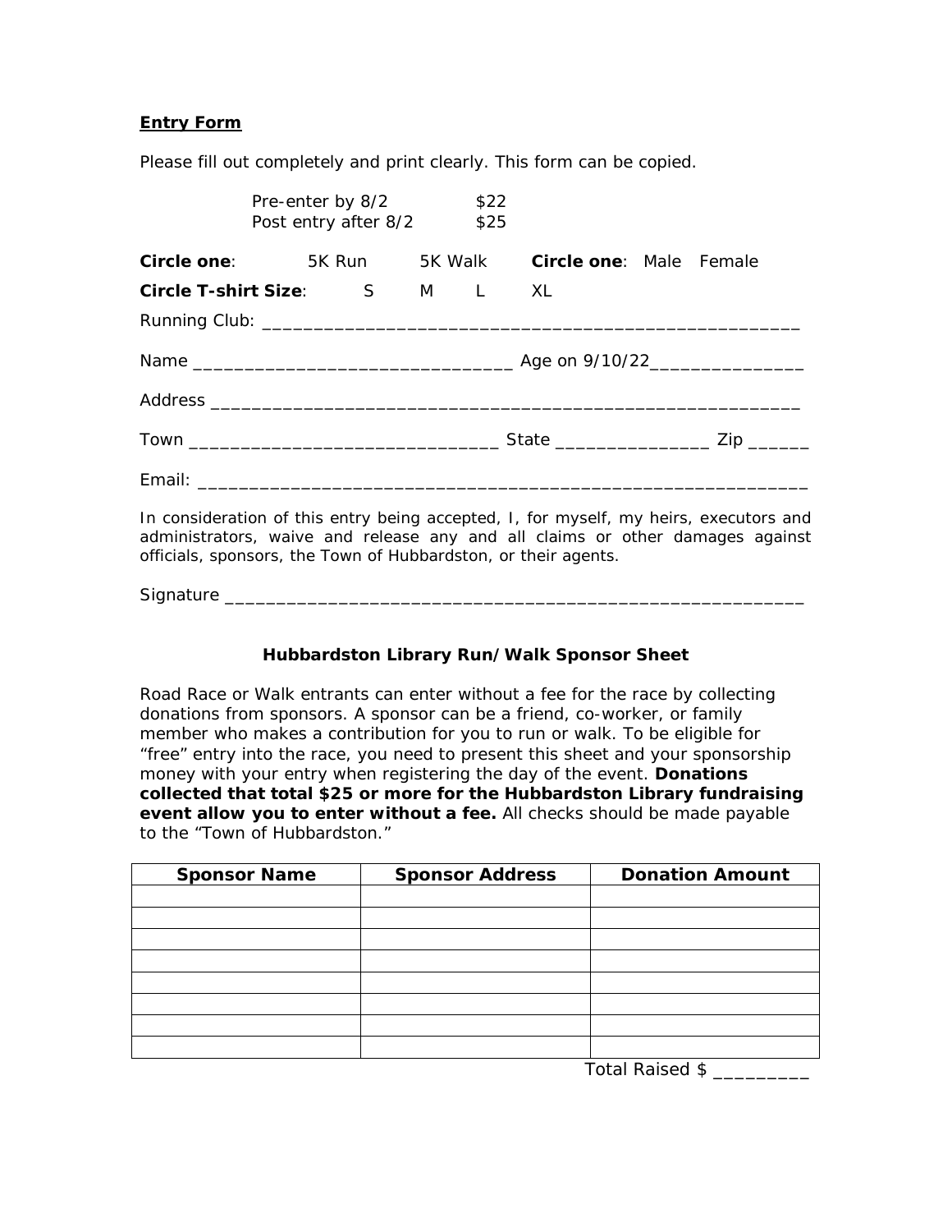**Entry Form**

Please fill out completely and print clearly. This form can be copied.

Pre-enter by 8/2 $22
Post entry after 8/2 $25

**Circle one**: 5K Run 5K Walk **Circle one**: Male Female

**Circle T-shirt Size**: S M L XL

Running Club: ____________________________________________________

Name ______________________________ Age on 9/10/22_______________

Address ________________________________________________________

Town _____________________________ State _______________ Zip ______

Email: __________________________________________________________

In consideration of this entry being accepted, I, for myself, my heirs, executors and administrators, waive and release any and all claims or other damages against officials, sponsors, the Town of Hubbardston, or their agents.

Signature _______________________________________________________

**Hubbardston Library Run/Walk Sponsor Sheet**

Road Race or Walk entrants can enter without a fee for the race by collecting donations from sponsors. A sponsor can be a friend, co-worker, or family member who makes a contribution for you to run or walk. To be eligible for "free" entry into the race, you need to present this sheet and your sponsorship money with your entry when registering the day of the event. **Donations collected that total $25 or more for the Hubbardston Library fundraising event allow you to enter without a fee.** All checks should be made payable to the "Town of Hubbardston."

| Sponsor Name | Sponsor Address | Donation Amount |
|---|---|---|
| | | |
| | | |
| | | |
| | | |
| | | |
| | | |
| | | |
| | | |

Total Raised $ _________